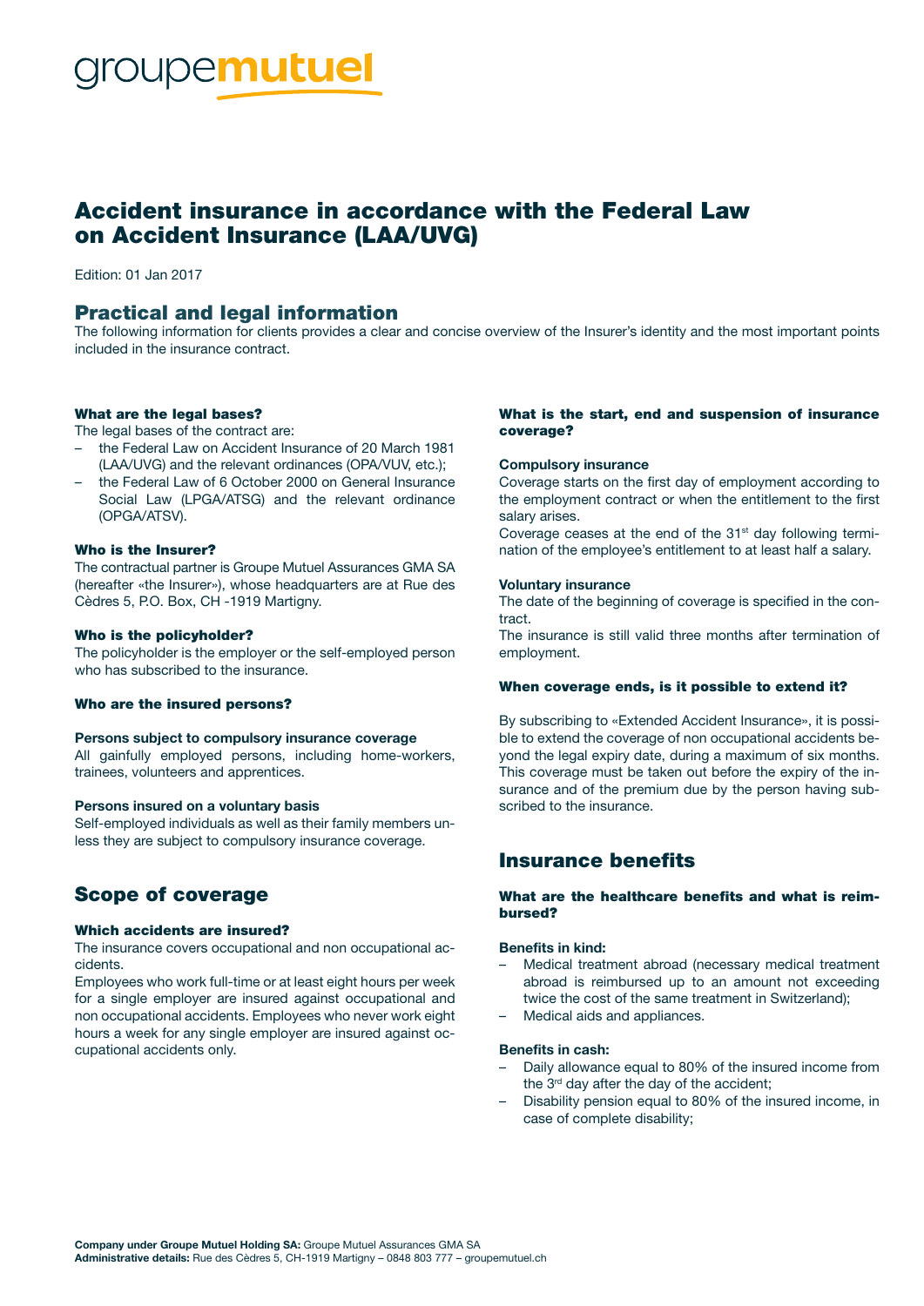groupemutuel

# Accident insurance in accordance with the Federal Law on Accident Insurance (LAA/UVG)

Edition: 01 Jan 2017

## Practical and legal information

The following information for clients provides a clear and concise overview of the Insurer's identity and the most important points included in the insurance contract.

#### What are the legal bases?

The legal bases of the contract are:

- the Federal Law on Accident Insurance of 20 March 1981 (LAA/UVG) and the relevant ordinances (OPA/VUV, etc.);
- the Federal Law of 6 October 2000 on General Insurance Social Law (LPGA/ATSG) and the relevant ordinance (OPGA/ATSV).

#### Who is the Insurer?

The contractual partner is Groupe Mutuel Assurances GMA SA (hereafter «the Insurer»), whose headquarters are at Rue des Cèdres 5, P.O. Box, CH -1919 Martigny.

#### Who is the policyholder?

The policyholder is the employer or the self-employed person who has subscribed to the insurance.

#### Who are the insured persons?

**Persons subject to compulsory insurance coverage**

All gainfully employed persons, including home-workers, trainees, volunteers and apprentices.

**Persons insured on a voluntary basis**

Self-employed individuals as well as their family members unless they are subject to compulsory insurance coverage.

## Scope of coverage

#### Which accidents are insured?

The insurance covers occupational and non occupational accidents.

Employees who work full-time or at least eight hours per week for a single employer are insured against occupational and non occupational accidents. Employees who never work eight hours a week for any single employer are insured against occupational accidents only.

#### What is the start, end and suspension of insurance coverage?

**Compulsory insurance**

Coverage starts on the first day of employment according to the employment contract or when the entitlement to the first salary arises.

Coverage ceases at the end of the 31st day following termination of the employee's entitlement to at least half a salary.

**Voluntary insurance**

The date of the beginning of coverage is specified in the contract.

The insurance is still valid three months after termination of employment.

#### When coverage ends, is it possible to extend it?

By subscribing to «Extended Accident Insurance», it is possible to extend the coverage of non occupational accidents beyond the legal expiry date, during a maximum of six months. This coverage must be taken out before the expiry of the insurance and of the premium due by the person having subscribed to the insurance.

## Insurance benefits

#### What are the healthcare benefits and what is reimbursed?

**Benefits in kind:**

- Medical treatment abroad (necessary medical treatment abroad is reimbursed up to an amount not exceeding twice the cost of the same treatment in Switzerland);
- Medical aids and appliances.

**Benefits in cash:**

- Daily allowance equal to 80% of the insured income from the 3rd day after the day of the accident;
- Disability pension equal to 80% of the insured income, in case of complete disability;

**Company under Groupe Mutuel Holding SA:** Groupe Mutuel Assurances GMA SA
**Administrative details:** Rue des Cèdres 5, CH-1919 Martigny – 0848 803 777 – groupemutuel.ch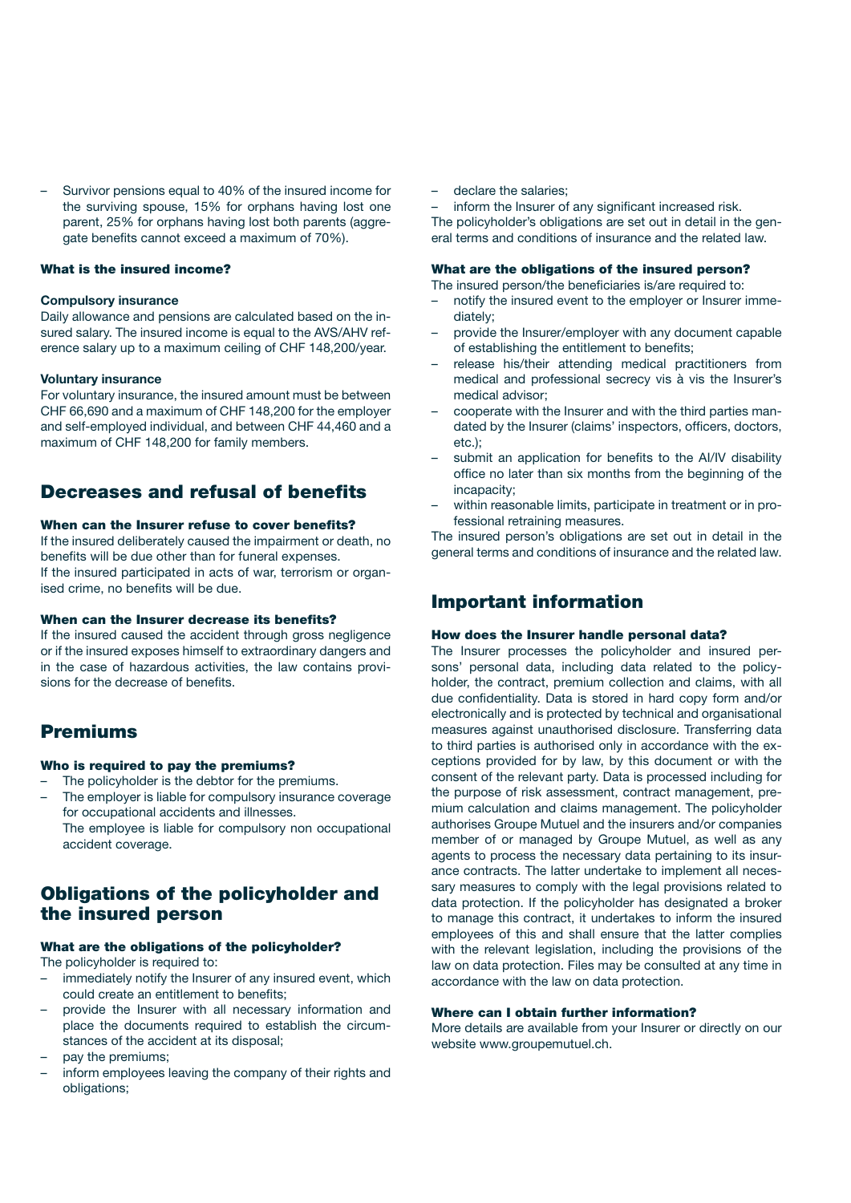- Survivor pensions equal to 40% of the insured income for the surviving spouse, 15% for orphans having lost one parent, 25% for orphans having lost both parents (aggregate benefits cannot exceed a maximum of 70%).

### What is the insured income?

**Compulsory insurance**

Daily allowance and pensions are calculated based on the insured salary. The insured income is equal to the AVS/AHV reference salary up to a maximum ceiling of CHF 148,200/year.

**Voluntary insurance**

For voluntary insurance, the insured amount must be between CHF 66,690 and a maximum of CHF 148,200 for the employer and self-employed individual, and between CHF 44,460 and a maximum of CHF 148,200 for family members.

## Decreases and refusal of benefits

### When can the Insurer refuse to cover benefits?

If the insured deliberately caused the impairment or death, no benefits will be due other than for funeral expenses.
If the insured participated in acts of war, terrorism or organised crime, no benefits will be due.

### When can the Insurer decrease its benefits?

If the insured caused the accident through gross negligence or if the insured exposes himself to extraordinary dangers and in the case of hazardous activities, the law contains provisions for the decrease of benefits.

## Premiums

### Who is required to pay the premiums?

- The policyholder is the debtor for the premiums.
- The employer is liable for compulsory insurance coverage for occupational accidents and illnesses.
  The employee is liable for compulsory non occupational accident coverage.

## Obligations of the policyholder and the insured person

### What are the obligations of the policyholder?

The policyholder is required to:

- immediately notify the Insurer of any insured event, which could create an entitlement to benefits;
- provide the Insurer with all necessary information and place the documents required to establish the circumstances of the accident at its disposal;
- pay the premiums;
- inform employees leaving the company of their rights and obligations;
- declare the salaries;
- inform the Insurer of any significant increased risk.

The policyholder's obligations are set out in detail in the general terms and conditions of insurance and the related law.

### What are the obligations of the insured person?

The insured person/the beneficiaries is/are required to:

- notify the insured event to the employer or Insurer immediately;
- provide the Insurer/employer with any document capable of establishing the entitlement to benefits;
- release his/their attending medical practitioners from medical and professional secrecy vis à vis the Insurer's medical advisor;
- cooperate with the Insurer and with the third parties mandated by the Insurer (claims' inspectors, officers, doctors, etc.);
- submit an application for benefits to the AI/IV disability office no later than six months from the beginning of the incapacity;
- within reasonable limits, participate in treatment or in professional retraining measures.

The insured person's obligations are set out in detail in the general terms and conditions of insurance and the related law.

## Important information

### How does the Insurer handle personal data?

The Insurer processes the policyholder and insured persons' personal data, including data related to the policyholder, the contract, premium collection and claims, with all due confidentiality. Data is stored in hard copy form and/or electronically and is protected by technical and organisational measures against unauthorised disclosure. Transferring data to third parties is authorised only in accordance with the exceptions provided for by law, by this document or with the consent of the relevant party. Data is processed including for the purpose of risk assessment, contract management, premium calculation and claims management. The policyholder authorises Groupe Mutuel and the insurers and/or companies member of or managed by Groupe Mutuel, as well as any agents to process the necessary data pertaining to its insurance contracts. The latter undertake to implement all necessary measures to comply with the legal provisions related to data protection. If the policyholder has designated a broker to manage this contract, it undertakes to inform the insured employees of this and shall ensure that the latter complies with the relevant legislation, including the provisions of the law on data protection. Files may be consulted at any time in accordance with the law on data protection.

### Where can I obtain further information?

More details are available from your Insurer or directly on our website www.groupemutuel.ch.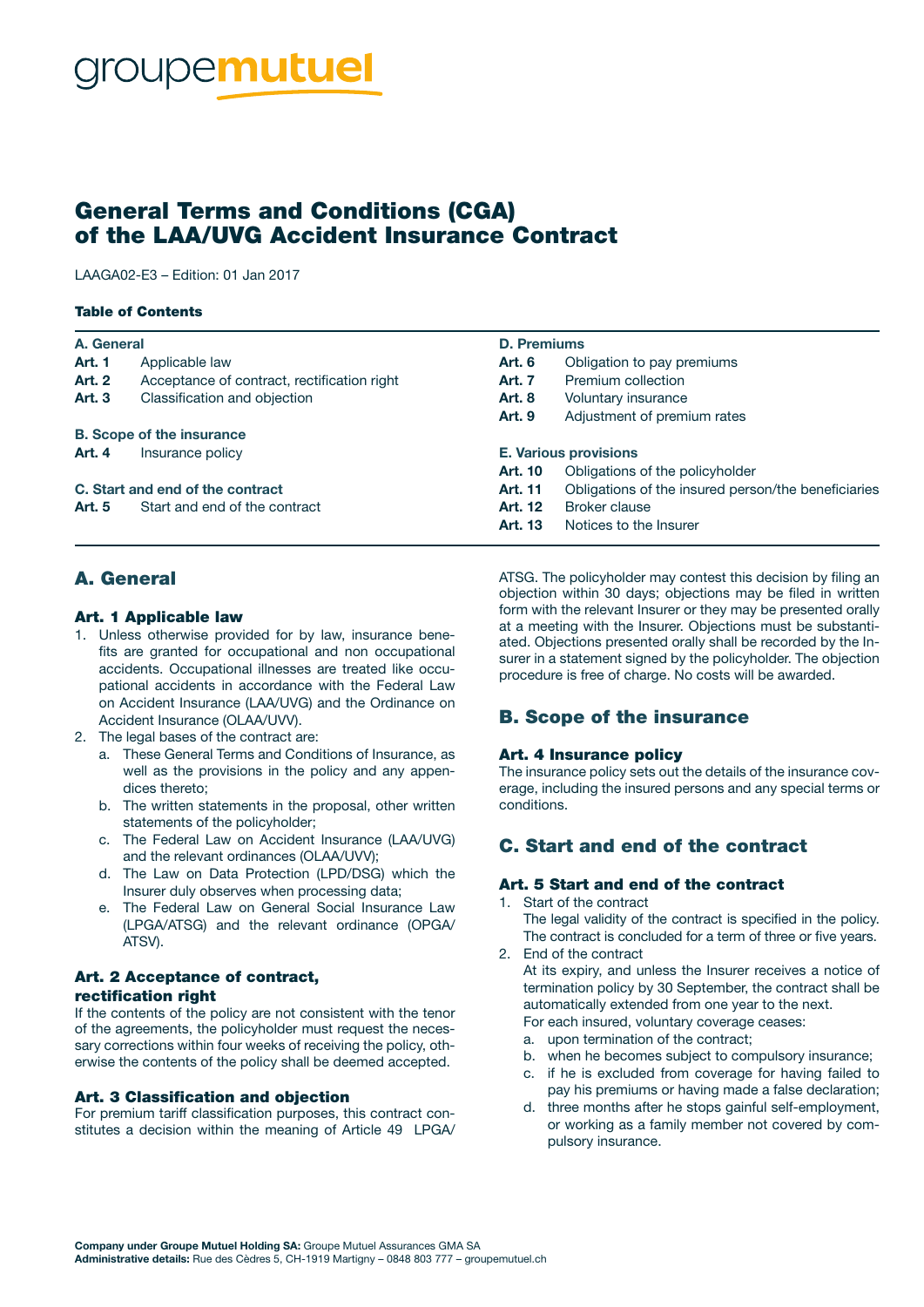groupemutuel

# General Terms and Conditions (CGA) of the LAA/UVG Accident Insurance Contract

LAAGA02-E3 – Edition: 01 Jan 2017

**Table of Contents**

**A. General**
- **Art. 1** Applicable law
- **Art. 2** Acceptance of contract, rectification right
- **Art. 3** Classification and objection

**B. Scope of the insurance**
- **Art. 4** Insurance policy

**C. Start and end of the contract**
- **Art. 5** Start and end of the contract

**D. Premiums**
- **Art. 6** Obligation to pay premiums
- **Art. 7** Premium collection
- **Art. 8** Voluntary insurance
- **Art. 9** Adjustment of premium rates

**E. Various provisions**
- **Art. 10** Obligations of the policyholder
- **Art. 11** Obligations of the insured person/the beneficiaries
- **Art. 12** Broker clause
- **Art. 13** Notices to the Insurer

## A. General

### Art. 1 Applicable law

1. Unless otherwise provided for by law, insurance benefits are granted for occupational and non occupational accidents. Occupational illnesses are treated like occupational accidents in accordance with the Federal Law on Accident Insurance (LAA/UVG) and the Ordinance on Accident Insurance (OLAA/UVV).
2. The legal bases of the contract are:
   a. These General Terms and Conditions of Insurance, as well as the provisions in the policy and any appendices thereto;
   b. The written statements in the proposal, other written statements of the policyholder;
   c. The Federal Law on Accident Insurance (LAA/UVG) and the relevant ordinances (OLAA/UVV);
   d. The Law on Data Protection (LPD/DSG) which the Insurer duly observes when processing data;
   e. The Federal Law on General Social Insurance Law (LPGA/ATSG) and the relevant ordinance (OPGA/ATSV).

### Art. 2 Acceptance of contract, rectification right

If the contents of the policy are not consistent with the tenor of the agreements, the policyholder must request the necessary corrections within four weeks of receiving the policy, otherwise the contents of the policy shall be deemed accepted.

### Art. 3 Classification and objection

For premium tariff classification purposes, this contract constitutes a decision within the meaning of Article 49 LPGA/ATSG. The policyholder may contest this decision by filing an objection within 30 days; objections may be filed in written form with the relevant Insurer or they may be presented orally at a meeting with the Insurer. Objections must be substantiated. Objections presented orally shall be recorded by the Insurer in a statement signed by the policyholder. The objection procedure is free of charge. No costs will be awarded.

## B. Scope of the insurance

### Art. 4 Insurance policy

The insurance policy sets out the details of the insurance coverage, including the insured persons and any special terms or conditions.

## C. Start and end of the contract

### Art. 5 Start and end of the contract

1. Start of the contract
   The legal validity of the contract is specified in the policy. The contract is concluded for a term of three or five years.
2. End of the contract
   At its expiry, and unless the Insurer receives a notice of termination policy by 30 September, the contract shall be automatically extended from one year to the next.
   For each insured, voluntary coverage ceases:
   a. upon termination of the contract;
   b. when he becomes subject to compulsory insurance;
   c. if he is excluded from coverage for having failed to pay his premiums or having made a false declaration;
   d. three months after he stops gainful self-employment, or working as a family member not covered by compulsory insurance.

**Company under Groupe Mutuel Holding SA:** Groupe Mutuel Assurances GMA SA
**Administrative details:** Rue des Cèdres 5, CH-1919 Martigny – 0848 803 777 – groupemutuel.ch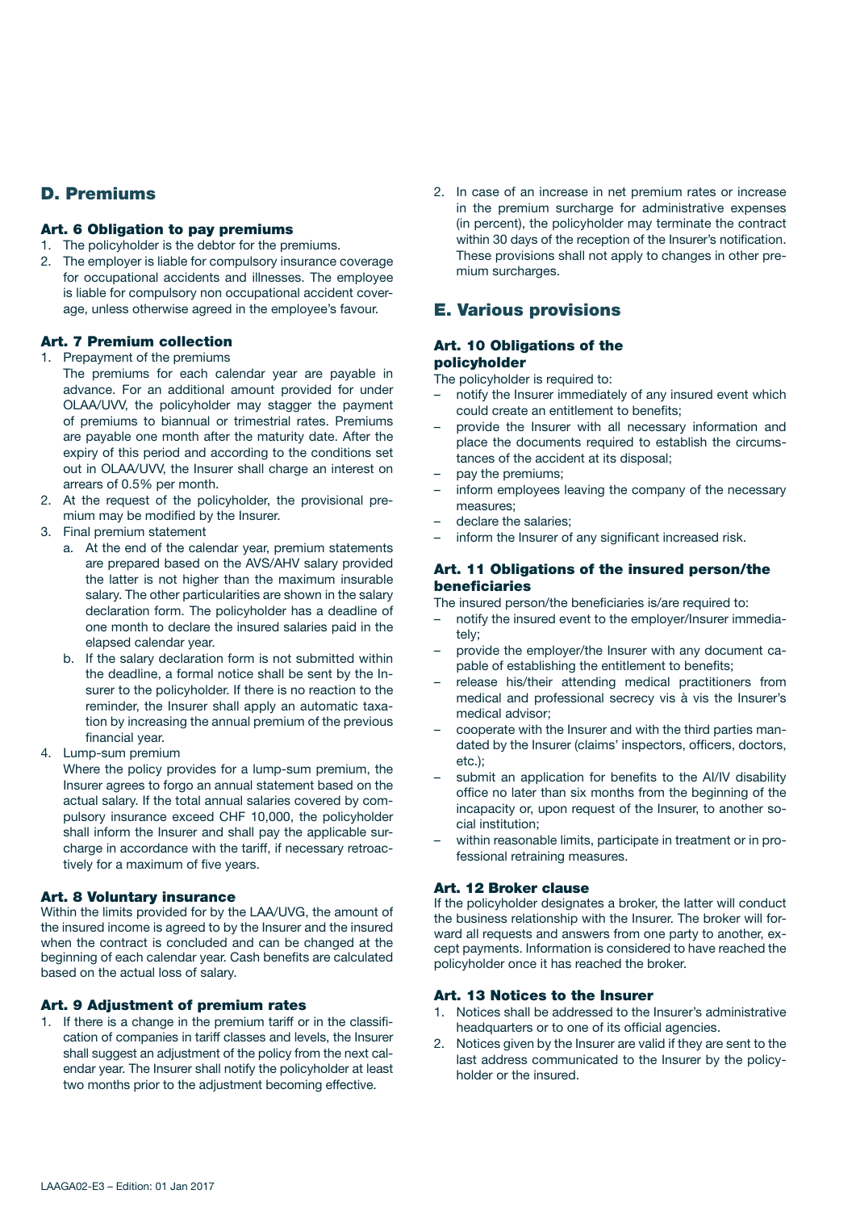## D. Premiums

### Art. 6 Obligation to pay premiums

1. The policyholder is the debtor for the premiums.
2. The employer is liable for compulsory insurance coverage for occupational accidents and illnesses. The employee is liable for compulsory non occupational accident coverage, unless otherwise agreed in the employee's favour.

### Art. 7 Premium collection

1. Prepayment of the premiums
   The premiums for each calendar year are payable in advance. For an additional amount provided for under OLAA/UVV, the policyholder may stagger the payment of premiums to biannual or trimestrial rates. Premiums are payable one month after the maturity date. After the expiry of this period and according to the conditions set out in OLAA/UVV, the Insurer shall charge an interest on arrears of 0.5% per month.
2. At the request of the policyholder, the provisional premium may be modified by the Insurer.
3. Final premium statement
   a. At the end of the calendar year, premium statements are prepared based on the AVS/AHV salary provided the latter is not higher than the maximum insurable salary. The other particularities are shown in the salary declaration form. The policyholder has a deadline of one month to declare the insured salaries paid in the elapsed calendar year.
   b. If the salary declaration form is not submitted within the deadline, a formal notice shall be sent by the Insurer to the policyholder. If there is no reaction to the reminder, the Insurer shall apply an automatic taxation by increasing the annual premium of the previous financial year.
4. Lump-sum premium
   Where the policy provides for a lump-sum premium, the Insurer agrees to forgo an annual statement based on the actual salary. If the total annual salaries covered by compulsory insurance exceed CHF 10,000, the policyholder shall inform the Insurer and shall pay the applicable surcharge in accordance with the tariff, if necessary retroactively for a maximum of five years.

### Art. 8 Voluntary insurance

Within the limits provided for by the LAA/UVG, the amount of the insured income is agreed to by the Insurer and the insured when the contract is concluded and can be changed at the beginning of each calendar year. Cash benefits are calculated based on the actual loss of salary.

### Art. 9 Adjustment of premium rates

1. If there is a change in the premium tariff or in the classification of companies in tariff classes and levels, the Insurer shall suggest an adjustment of the policy from the next calendar year. The Insurer shall notify the policyholder at least two months prior to the adjustment becoming effective.
2. In case of an increase in net premium rates or increase in the premium surcharge for administrative expenses (in percent), the policyholder may terminate the contract within 30 days of the reception of the Insurer's notification. These provisions shall not apply to changes in other premium surcharges.

## E. Various provisions

### Art. 10 Obligations of the policyholder

The policyholder is required to:

- notify the Insurer immediately of any insured event which could create an entitlement to benefits;
- provide the Insurer with all necessary information and place the documents required to establish the circumstances of the accident at its disposal;
- pay the premiums;
- inform employees leaving the company of the necessary measures;
- declare the salaries;
- inform the Insurer of any significant increased risk.

### Art. 11 Obligations of the insured person/the beneficiaries

The insured person/the beneficiaries is/are required to:

- notify the insured event to the employer/Insurer immediately;
- provide the employer/the Insurer with any document capable of establishing the entitlement to benefits;
- release his/their attending medical practitioners from medical and professional secrecy vis à vis the Insurer's medical advisor;
- cooperate with the Insurer and with the third parties mandated by the Insurer (claims' inspectors, officers, doctors, etc.);
- submit an application for benefits to the AI/IV disability office no later than six months from the beginning of the incapacity or, upon request of the Insurer, to another social institution;
- within reasonable limits, participate in treatment or in professional retraining measures.

### Art. 12 Broker clause

If the policyholder designates a broker, the latter will conduct the business relationship with the Insurer. The broker will forward all requests and answers from one party to another, except payments. Information is considered to have reached the policyholder once it has reached the broker.

### Art. 13 Notices to the Insurer

1. Notices shall be addressed to the Insurer's administrative headquarters or to one of its official agencies.
2. Notices given by the Insurer are valid if they are sent to the last address communicated to the Insurer by the policyholder or the insured.

LAAGA02-E3 – Edition: 01 Jan 2017